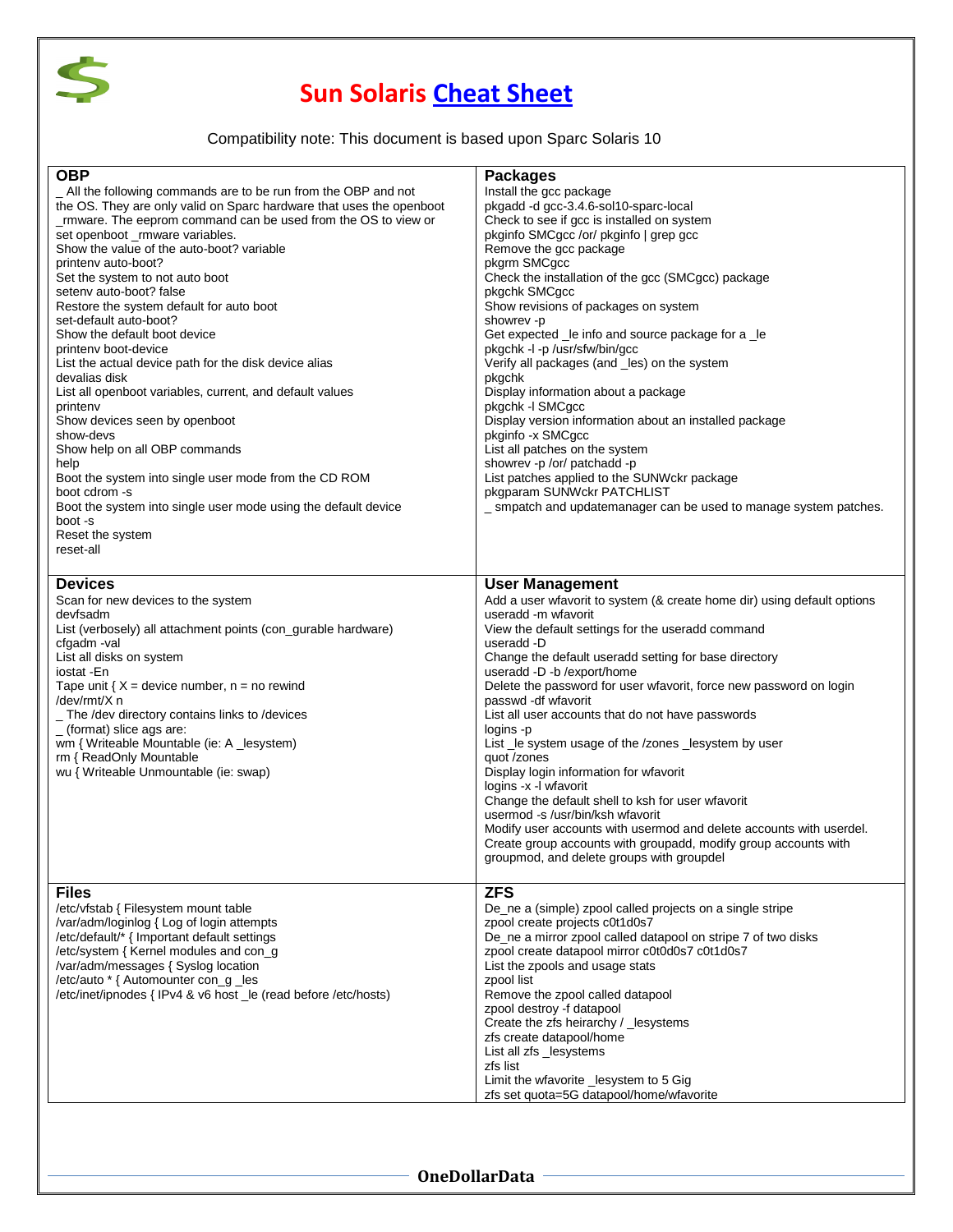# Sun Solaris Cheat Sheet

Compatibility note: This document is based upon Sparc Solaris 10

## OBP

_ All the following commands are to be run from the OBP and not the OS. They are only valid on Sparc hardware that uses the openboot _rmware. The eeprom command can be used from the OS to view or set openboot _rmware variables.

Show the value of the auto-boot? variable
printenv auto-boot?
Set the system to not auto boot
setenv auto-boot? false
Restore the system default for auto boot
set-default auto-boot?
Show the default boot device
printenv boot-device
List the actual device path for the disk device alias
devalias disk
List all openboot variables, current, and default values
printenv
Show devices seen by openboot
show-devs
Show help on all OBP commands
help
Boot the system into single user mode from the CD ROM
boot cdrom -s
Boot the system into single user mode using the default device
boot -s
Reset the system
reset-all

## Packages

Install the gcc package
pkgadd -d gcc-3.4.6-sol10-sparc-local
Check to see if gcc is installed on system
pkginfo SMCgcc /or/ pkginfo | grep gcc
Remove the gcc package
pkgrm SMCgcc
Check the installation of the gcc (SMCgcc) package
pkgchk SMCgcc
Show revisions of packages on system
showrev -p
Get expected _le info and source package for a _le
pkgchk -l -p /usr/sfw/bin/gcc
Verify all packages (and _les) on the system
pkgchk
Display information about a package
pkgchk -l SMCgcc
Display version information about an installed package
pkginfo -x SMCgcc
List all patches on the system
showrev -p /or/ patchadd -p
List patches applied to the SUNWckr package
pkgparam SUNWckr PATCHLIST
_ smpatch and updatemanager can be used to manage system patches.

## Devices

Scan for new devices to the system
devfsadm
List (verbosely) all attachment points (con_gurable hardware)
cfgadm -val
List all disks on system
iostat -En
Tape unit { X = device number, n = no rewind
/dev/rmt/X n
_ The /dev directory contains links to /devices
_ (format) slice ags are:
wm { Writeable Mountable (ie: A _lesystem)
rm { ReadOnly Mountable
wu { Writeable Unmountable (ie: swap)

## User Management

Add a user wfavorit to system (& create home dir) using default options
useradd -m wfavorit
View the default settings for the useradd command
useradd -D
Change the default useradd setting for base directory
useradd -D -b /export/home
Delete the password for user wfavorit, force new password on login
passwd -df wfavorit
List all user accounts that do not have passwords
logins -p
List _le system usage of the /zones _lesystem by user
quot /zones
Display login information for wfavorit
logins -x -l wfavorit
Change the default shell to ksh for user wfavorit
usermod -s /usr/bin/ksh wfavorit
Modify user accounts with usermod and delete accounts with userdel.
Create group accounts with groupadd, modify group accounts with groupmod, and delete groups with groupdel

## Files

/etc/vfstab { Filesystem mount table
/var/adm/loginlog { Log of login attempts
/etc/default/* { Important default settings
/etc/system { Kernel modules and con_g
/var/adm/messages { Syslog location
/etc/auto * { Automounter con_g _les
/etc/inet/ipnodes { IPv4 & v6 host _le (read before /etc/hosts)

## ZFS

De_ne a (simple) zpool called projects on a single stripe
zpool create projects c0t1d0s7
De_ne a mirror zpool called datapool on stripe 7 of two disks
zpool create datapool mirror c0t0d0s7 c0t1d0s7
List the zpools and usage stats
zpool list
Remove the zpool called datapool
zpool destroy -f datapool
Create the zfs heirarchy / _lesystems
zfs create datapool/home
List all zfs _lesystems
zfs list
Limit the wfavorite _lesystem to 5 Gig
zfs set quota=5G datapool/home/wfavorite

OneDollarData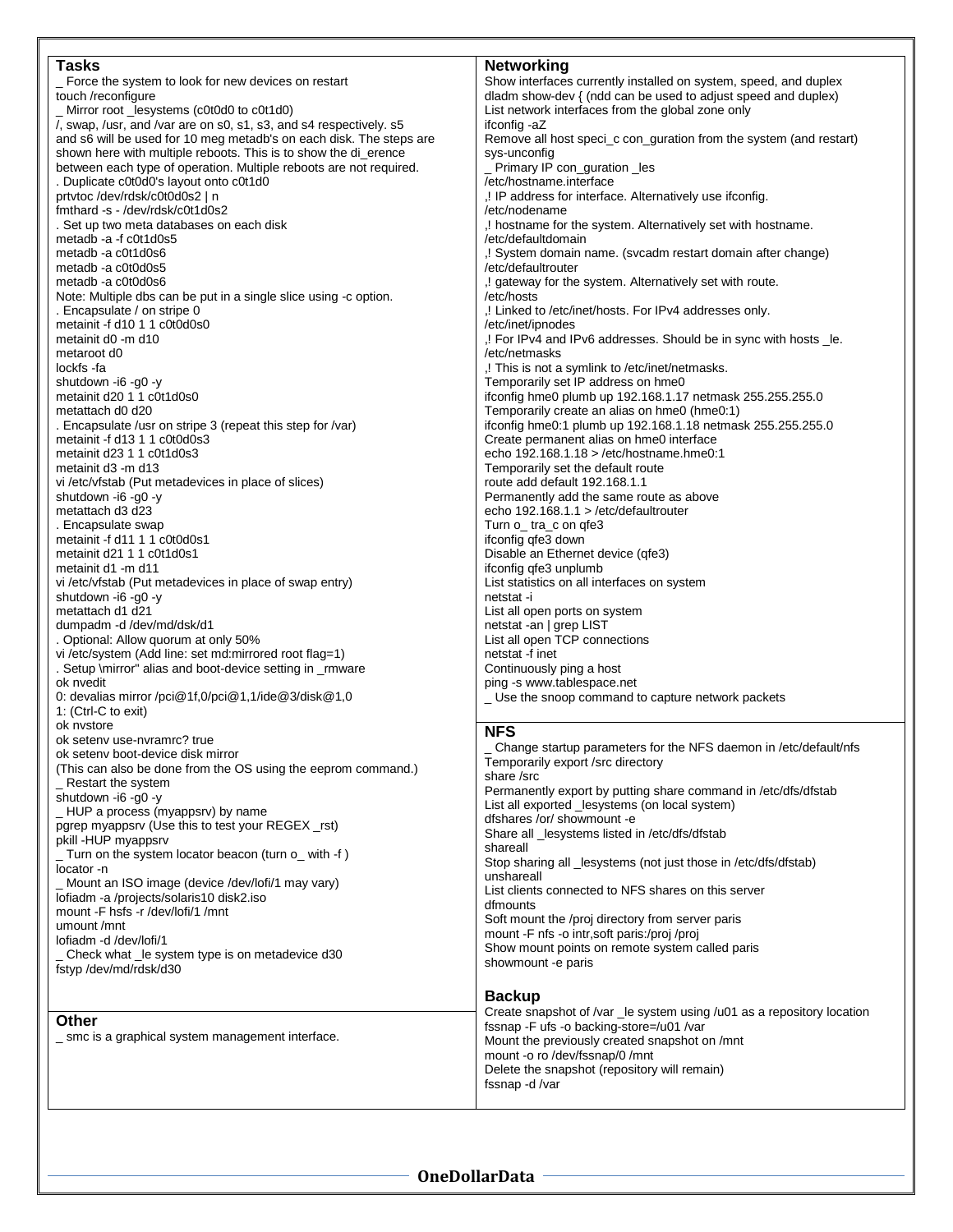## Tasks

_ Force the system to look for new devices on restart
touch /reconfigure
_ Mirror root _lesystems (c0t0d0 to c0t1d0)
/, swap, /usr, and /var are on s0, s1, s3, and s4 respectively. s5 and s6 will be used for 10 meg metadb's on each disk. The steps are shown here with multiple reboots. This is to show the di_erence between each type of operation. Multiple reboots are not required.
. Duplicate c0t0d0's layout onto c0t1d0
prtvtoc /dev/rdsk/c0t0d0s2 | n
fmthard -s - /dev/rdsk/c0t1d0s2
. Set up two meta databases on each disk
metadb -a -f c0t1d0s5
metadb -a c0t1d0s6
metadb -a c0t0d0s5
metadb -a c0t0d0s6
Note: Multiple dbs can be put in a single slice using -c option.
. Encapsulate / on stripe 0
metainit -f d10 1 1 c0t0d0s0
metainit d0 -m d10
metaroot d0
lockfs -fa
shutdown -i6 -g0 -y
metainit d20 1 1 c0t1d0s0
metattach d0 d20
. Encapsulate /usr on stripe 3 (repeat this step for /var)
metainit -f d13 1 1 c0t0d0s3
metainit d23 1 1 c0t1d0s3
metainit d3 -m d13
vi /etc/vfstab (Put metadevices in place of slices)
shutdown -i6 -g0 -y
metattach d3 d23
. Encapsulate swap
metainit -f d11 1 1 c0t0d0s1
metainit d21 1 1 c0t1d0s1
metainit d1 -m d11
vi /etc/vfstab (Put metadevices in place of swap entry)
shutdown -i6 -g0 -y
metattach d1 d21
dumpadm -d /dev/md/dsk/d1
. Optional: Allow quorum at only 50%
vi /etc/system (Add line: set md:mirrored root flag=1)
. Setup \mirror" alias and boot-device setting in _rmware
ok nvedit
0: devalias mirror /pci@1f,0/pci@1,1/ide@3/disk@1,0
1: (Ctrl-C to exit)
ok nvstore
ok setenv use-nvramrc? true
ok setenv boot-device disk mirror
(This can also be done from the OS using the eeprom command.)
_ Restart the system
shutdown -i6 -g0 -y
_ HUP a process (myappsrv) by name
pgrep myappsrv (Use this to test your REGEX _rst)
pkill -HUP myappsrv
_ Turn on the system locator beacon (turn o_ with -f )
locator -n
_ Mount an ISO image (device /dev/lofi/1 may vary)
lofiadm -a /projects/solaris10 disk2.iso
mount -F hsfs -r /dev/lofi/1 /mnt
umount /mnt
lofiadm -d /dev/lofi/1
_ Check what _le system type is on metadevice d30
fstyp /dev/md/rdsk/d30

## Other

_ smc is a graphical system management interface.

## Networking

Show interfaces currently installed on system, speed, and duplex
dladm show-dev { (ndd can be used to adjust speed and duplex)
List network interfaces from the global zone only
ifconfig -aZ
Remove all host speci_c con_guration from the system (and restart)
sys-unconfig
_ Primary IP con_guration _les
/etc/hostname.interface
,! IP address for interface. Alternatively use ifconfig.
/etc/nodename
,! hostname for the system. Alternatively set with hostname.
/etc/defaultdomain
,! System domain name. (svcadm restart domain after change)
/etc/defaultrouter
,! gateway for the system. Alternatively set with route.
/etc/hosts
,! Linked to /etc/inet/hosts. For IPv4 addresses only.
/etc/inet/ipnodes
,! For IPv4 and IPv6 addresses. Should be in sync with hosts _le.
/etc/netmasks
,! This is not a symlink to /etc/inet/netmasks.
Temporarily set IP address on hme0
ifconfig hme0 plumb up 192.168.1.17 netmask 255.255.255.0
Temporarily create an alias on hme0 (hme0:1)
ifconfig hme0:1 plumb up 192.168.1.18 netmask 255.255.255.0
Create permanent alias on hme0 interface
echo 192.168.1.18 > /etc/hostname.hme0:1
Temporarily set the default route
route add default 192.168.1.1
Permanently add the same route as above
echo 192.168.1.1 > /etc/defaultrouter
Turn o_ tra_c on qfe3
ifconfig qfe3 down
Disable an Ethernet device (qfe3)
ifconfig qfe3 unplumb
List statistics on all interfaces on system
netstat -i
List all open ports on system
netstat -an | grep LIST
List all open TCP connections
netstat -f inet
Continuously ping a host
ping -s www.tablespace.net
_ Use the snoop command to capture network packets

## NFS

_ Change startup parameters for the NFS daemon in /etc/default/nfs
Temporarily export /src directory
share /src
Permanently export by putting share command in /etc/dfs/dfstab
List all exported _lesystems (on local system)
dfshares /or/ showmount -e
Share all _lesystems listed in /etc/dfs/dfstab
shareall
Stop sharing all _lesystems (not just those in /etc/dfs/dfstab)
unshareall
List clients connected to NFS shares on this server
dfmounts
Soft mount the /proj directory from server paris
mount -F nfs -o intr,soft paris:/proj /proj
Show mount points on remote system called paris
showmount -e paris

## Backup

Create snapshot of /var _le system using /u01 as a repository location
fssnap -F ufs -o backing-store=/u01 /var
Mount the previously created snapshot on /mnt
mount -o ro /dev/fssnap/0 /mnt
Delete the snapshot (repository will remain)
fssnap -d /var